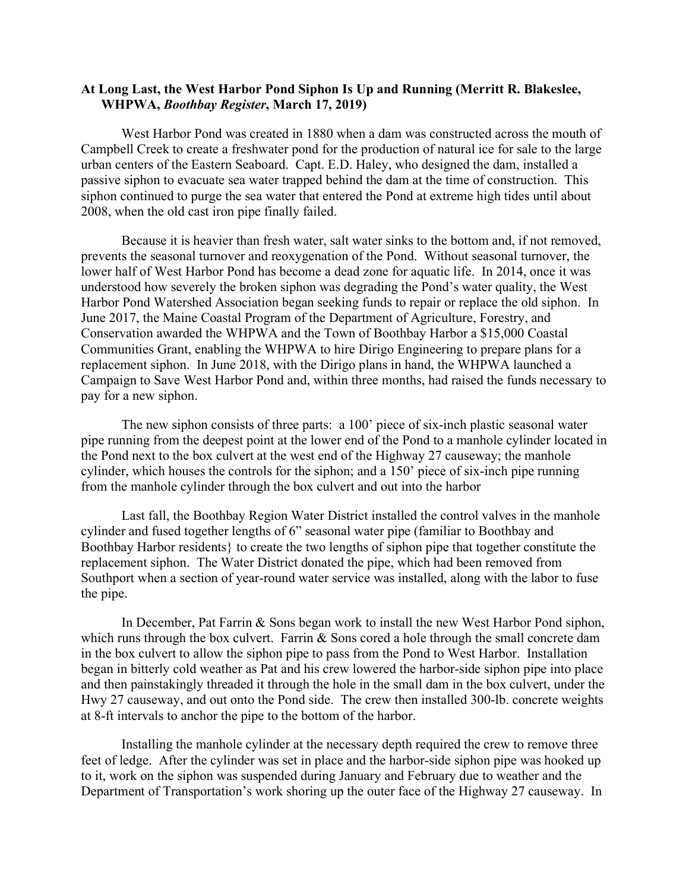**At Long Last, the West Harbor Pond Siphon Is Up and Running (Merritt R. Blakeslee, WHPWA, *Boothbay Register*, March 17, 2019)**

West Harbor Pond was created in 1880 when a dam was constructed across the mouth of Campbell Creek to create a freshwater pond for the production of natural ice for sale to the large urban centers of the Eastern Seaboard. Capt. E.D. Haley, who designed the dam, installed a passive siphon to evacuate sea water trapped behind the dam at the time of construction. This siphon continued to purge the sea water that entered the Pond at extreme high tides until about 2008, when the old cast iron pipe finally failed.

Because it is heavier than fresh water, salt water sinks to the bottom and, if not removed, prevents the seasonal turnover and reoxygenation of the Pond. Without seasonal turnover, the lower half of West Harbor Pond has become a dead zone for aquatic life. In 2014, once it was understood how severely the broken siphon was degrading the Pond's water quality, the West Harbor Pond Watershed Association began seeking funds to repair or replace the old siphon. In June 2017, the Maine Coastal Program of the Department of Agriculture, Forestry, and Conservation awarded the WHPWA and the Town of Boothbay Harbor a $15,000 Coastal Communities Grant, enabling the WHPWA to hire Dirigo Engineering to prepare plans for a replacement siphon. In June 2018, with the Dirigo plans in hand, the WHPWA launched a Campaign to Save West Harbor Pond and, within three months, had raised the funds necessary to pay for a new siphon.

The new siphon consists of three parts: a 100' piece of six-inch plastic seasonal water pipe running from the deepest point at the lower end of the Pond to a manhole cylinder located in the Pond next to the box culvert at the west end of the Highway 27 causeway; the manhole cylinder, which houses the controls for the siphon; and a 150' piece of six-inch pipe running from the manhole cylinder through the box culvert and out into the harbor

Last fall, the Boothbay Region Water District installed the control valves in the manhole cylinder and fused together lengths of 6" seasonal water pipe (familiar to Boothbay and Boothbay Harbor residents} to create the two lengths of siphon pipe that together constitute the replacement siphon. The Water District donated the pipe, which had been removed from Southport when a section of year-round water service was installed, along with the labor to fuse the pipe.

In December, Pat Farrin & Sons began work to install the new West Harbor Pond siphon, which runs through the box culvert. Farrin & Sons cored a hole through the small concrete dam in the box culvert to allow the siphon pipe to pass from the Pond to West Harbor. Installation began in bitterly cold weather as Pat and his crew lowered the harbor-side siphon pipe into place and then painstakingly threaded it through the hole in the small dam in the box culvert, under the Hwy 27 causeway, and out onto the Pond side. The crew then installed 300-lb. concrete weights at 8-ft intervals to anchor the pipe to the bottom of the harbor.

Installing the manhole cylinder at the necessary depth required the crew to remove three feet of ledge. After the cylinder was set in place and the harbor-side siphon pipe was hooked up to it, work on the siphon was suspended during January and February due to weather and the Department of Transportation's work shoring up the outer face of the Highway 27 causeway. In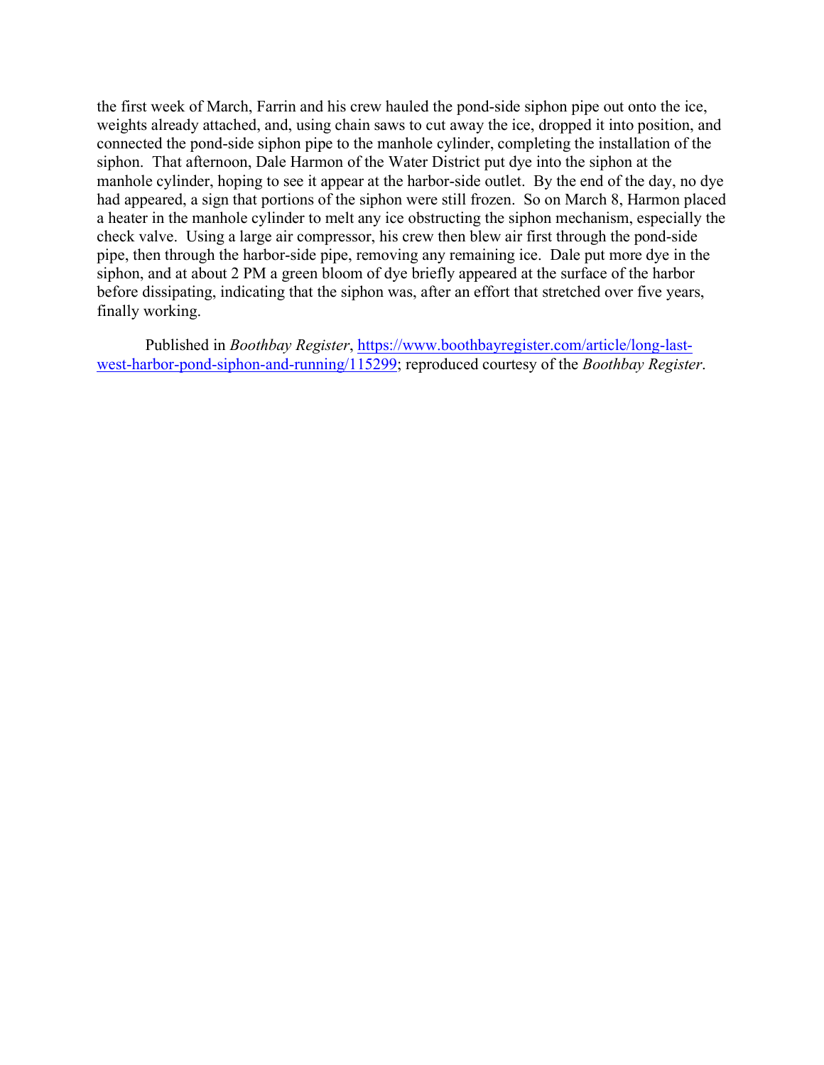the first week of March, Farrin and his crew hauled the pond-side siphon pipe out onto the ice, weights already attached, and, using chain saws to cut away the ice, dropped it into position, and connected the pond-side siphon pipe to the manhole cylinder, completing the installation of the siphon. That afternoon, Dale Harmon of the Water District put dye into the siphon at the manhole cylinder, hoping to see it appear at the harbor-side outlet. By the end of the day, no dye had appeared, a sign that portions of the siphon were still frozen. So on March 8, Harmon placed a heater in the manhole cylinder to melt any ice obstructing the siphon mechanism, especially the check valve. Using a large air compressor, his crew then blew air first through the pond-side pipe, then through the harbor-side pipe, removing any remaining ice. Dale put more dye in the siphon, and at about 2 PM a green bloom of dye briefly appeared at the surface of the harbor before dissipating, indicating that the siphon was, after an effort that stretched over five years, finally working.

Published in *Boothbay Register*, [https://www.boothbayregister.com/article/long-last-west-harbor-pond-siphon-and-running/115299](https://www.boothbayregister.com/article/long-last-west-harbor-pond-siphon-and-running/115299); reproduced courtesy of the *Boothbay Register*.